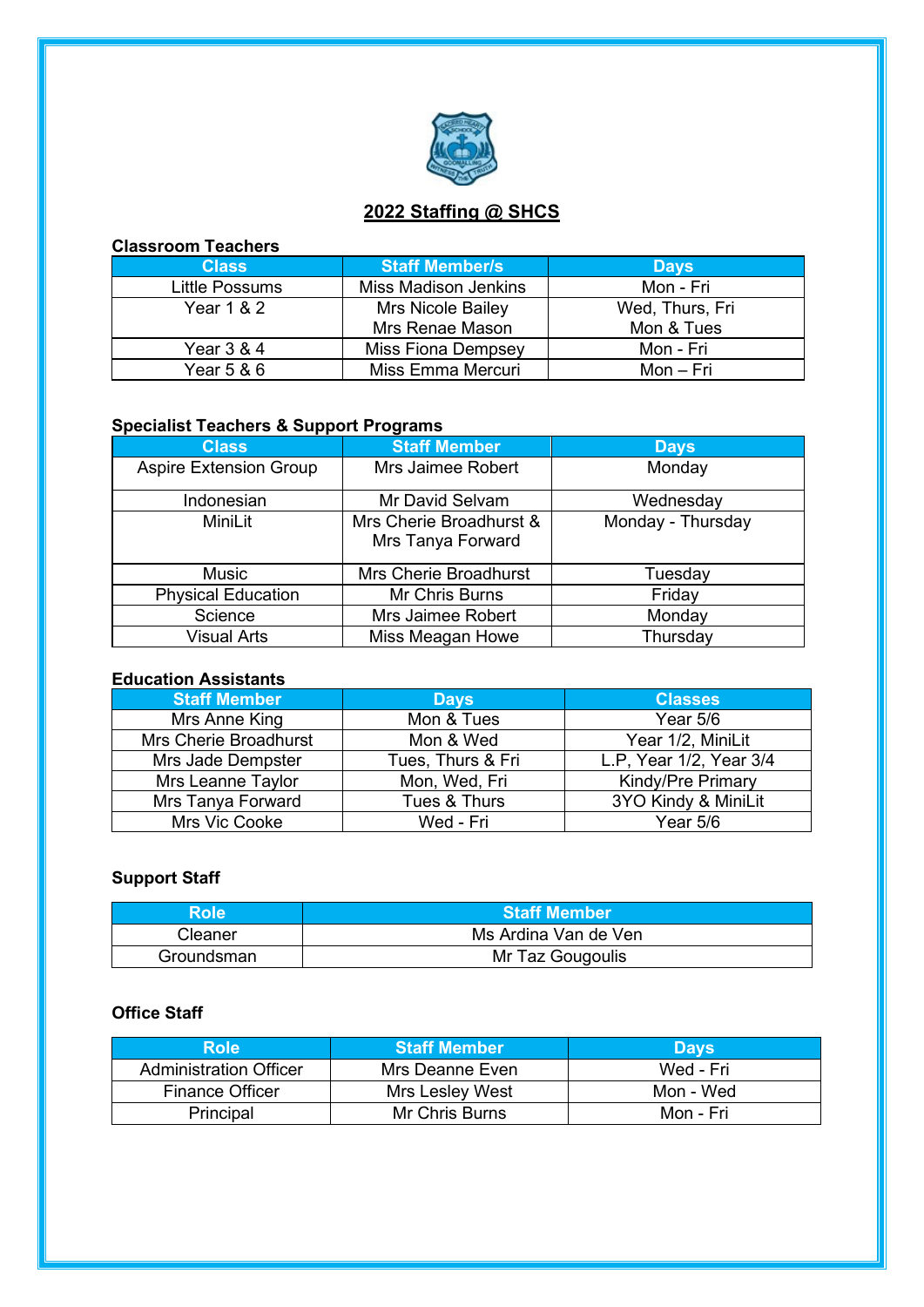# 2022 Staffing @ SHCS

**Classroom Teachers**

| Class | Staff Member/s | Days |
|---|---|---|
| Little Possums | Miss Madison Jenkins | Mon - Fri |
| Year 1 & 2 | Mrs Nicole Bailey<br>Mrs Renae Mason | Wed, Thurs, Fri<br>Mon & Tues |
| Year 3 & 4 | Miss Fiona Dempsey | Mon - Fri |
| Year 5 & 6 | Miss Emma Mercuri | Mon – Fri |

**Specialist Teachers & Support Programs**

| Class | Staff Member | Days |
|---|---|---|
| Aspire Extension Group | Mrs Jaimee Robert | Monday |
| Indonesian | Mr David Selvam | Wednesday |
| MiniLit | Mrs Cherie Broadhurst & Mrs Tanya Forward | Monday - Thursday |
| Music | Mrs Cherie Broadhurst | Tuesday |
| Physical Education | Mr Chris Burns | Friday |
| Science | Mrs Jaimee Robert | Monday |
| Visual Arts | Miss Meagan Howe | Thursday |

**Education Assistants**

| Staff Member | Days | Classes |
|---|---|---|
| Mrs Anne King | Mon & Tues | Year 5/6 |
| Mrs Cherie Broadhurst | Mon & Wed | Year 1/2, MiniLit |
| Mrs Jade Dempster | Tues, Thurs & Fri | L.P, Year 1/2, Year 3/4 |
| Mrs Leanne Taylor | Mon, Wed, Fri | Kindy/Pre Primary |
| Mrs Tanya Forward | Tues & Thurs | 3YO Kindy & MiniLit |
| Mrs Vic Cooke | Wed - Fri | Year 5/6 |

**Support Staff**

| Role | Staff Member |
|---|---|
| Cleaner | Ms Ardina Van de Ven |
| Groundsman | Mr Taz Gougoulis |

**Office Staff**

| Role | Staff Member | Days |
|---|---|---|
| Administration Officer | Mrs Deanne Even | Wed - Fri |
| Finance Officer | Mrs Lesley West | Mon - Wed |
| Principal | Mr Chris Burns | Mon - Fri |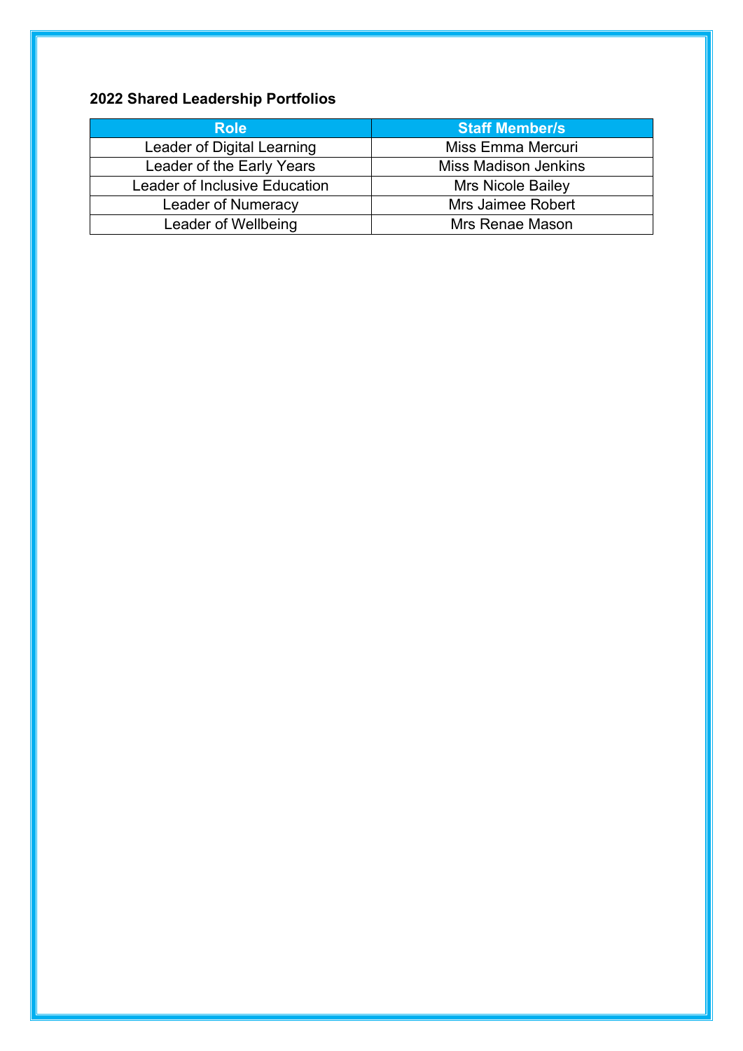**2022 Shared Leadership Portfolios**

| Role | Staff Member/s |
|---|---|
| Leader of Digital Learning | Miss Emma Mercuri |
| Leader of the Early Years | Miss Madison Jenkins |
| Leader of Inclusive Education | Mrs Nicole Bailey |
| Leader of Numeracy | Mrs Jaimee Robert |
| Leader of Wellbeing | Mrs Renae Mason |